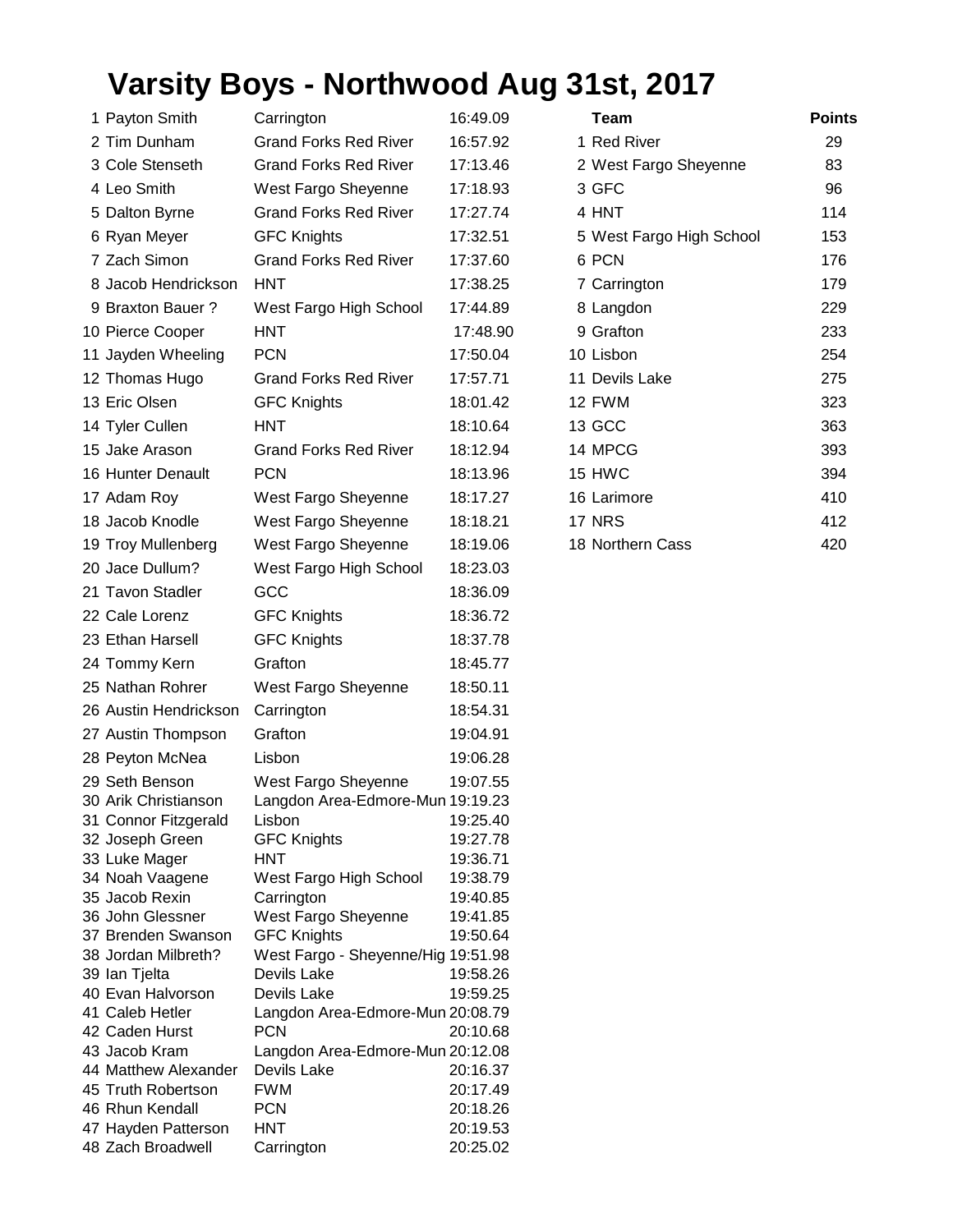# Varsity Boys - Northwood Aug 31st, 2017

| Place | Name | Team | Time |
|---|---|---|---|
| 1 | Payton Smith | Carrington | 16:49.09 |
| 2 | Tim Dunham | Grand Forks Red River | 16:57.92 |
| 3 | Cole Stenseth | Grand Forks Red River | 17:13.46 |
| 4 | Leo Smith | West Fargo Sheyenne | 17:18.93 |
| 5 | Dalton Byrne | Grand Forks Red River | 17:27.74 |
| 6 | Ryan Meyer | GFC Knights | 17:32.51 |
| 7 | Zach Simon | Grand Forks Red River | 17:37.60 |
| 8 | Jacob Hendrickson | HNT | 17:38.25 |
| 9 | Braxton Bauer ? | West Fargo High School | 17:44.89 |
| 10 | Pierce Cooper | HNT | 17:48.90 |
| 11 | Jayden Wheeling | PCN | 17:50.04 |
| 12 | Thomas Hugo | Grand Forks Red River | 17:57.71 |
| 13 | Eric Olsen | GFC Knights | 18:01.42 |
| 14 | Tyler Cullen | HNT | 18:10.64 |
| 15 | Jake Arason | Grand Forks Red River | 18:12.94 |
| 16 | Hunter Denault | PCN | 18:13.96 |
| 17 | Adam Roy | West Fargo Sheyenne | 18:17.27 |
| 18 | Jacob Knodle | West Fargo Sheyenne | 18:18.21 |
| 19 | Troy Mullenberg | West Fargo Sheyenne | 18:19.06 |
| 20 | Jace Dullum? | West Fargo High School | 18:23.03 |
| 21 | Tavon Stadler | GCC | 18:36.09 |
| 22 | Cale Lorenz | GFC Knights | 18:36.72 |
| 23 | Ethan Harsell | GFC Knights | 18:37.78 |
| 24 | Tommy Kern | Grafton | 18:45.77 |
| 25 | Nathan Rohrer | West Fargo Sheyenne | 18:50.11 |
| 26 | Austin Hendrickson | Carrington | 18:54.31 |
| 27 | Austin Thompson | Grafton | 19:04.91 |
| 28 | Peyton McNea | Lisbon | 19:06.28 |
| 29 | Seth Benson | West Fargo Sheyenne | 19:07.55 |
| 30 | Arik Christianson | Langdon Area-Edmore-Mun | 19:19.23 |
| 31 | Connor Fitzgerald | Lisbon | 19:25.40 |
| 32 | Joseph Green | GFC Knights | 19:27.78 |
| 33 | Luke Mager | HNT | 19:36.71 |
| 34 | Noah Vaagene | West Fargo High School | 19:38.79 |
| 35 | Jacob Rexin | Carrington | 19:40.85 |
| 36 | John Glessner | West Fargo Sheyenne | 19:41.85 |
| 37 | Brenden Swanson | GFC Knights | 19:50.64 |
| 38 | Jordan Milbreth? | West Fargo - Sheyenne/Hig | 19:51.98 |
| 39 | Ian Tjelta | Devils Lake | 19:58.26 |
| 40 | Evan Halvorson | Devils Lake | 19:59.25 |
| 41 | Caleb Hetler | Langdon Area-Edmore-Mun | 20:08.79 |
| 42 | Caden Hurst | PCN | 20:10.68 |
| 43 | Jacob Kram | Langdon Area-Edmore-Mun | 20:12.08 |
| 44 | Matthew Alexander | Devils Lake | 20:16.37 |
| 45 | Truth Robertson | FWM | 20:17.49 |
| 46 | Rhun Kendall | PCN | 20:18.26 |
| 47 | Hayden Patterson | HNT | 20:19.53 |
| 48 | Zach Broadwell | Carrington | 20:25.02 |

| Place | Team | Points |
|---|---|---|
| 1 | Red River | 29 |
| 2 | West Fargo Sheyenne | 83 |
| 3 | GFC | 96 |
| 4 | HNT | 114 |
| 5 | West Fargo High School | 153 |
| 6 | PCN | 176 |
| 7 | Carrington | 179 |
| 8 | Langdon | 229 |
| 9 | Grafton | 233 |
| 10 | Lisbon | 254 |
| 11 | Devils Lake | 275 |
| 12 | FWM | 323 |
| 13 | GCC | 363 |
| 14 | MPCG | 393 |
| 15 | HWC | 394 |
| 16 | Larimore | 410 |
| 17 | NRS | 412 |
| 18 | Northern Cass | 420 |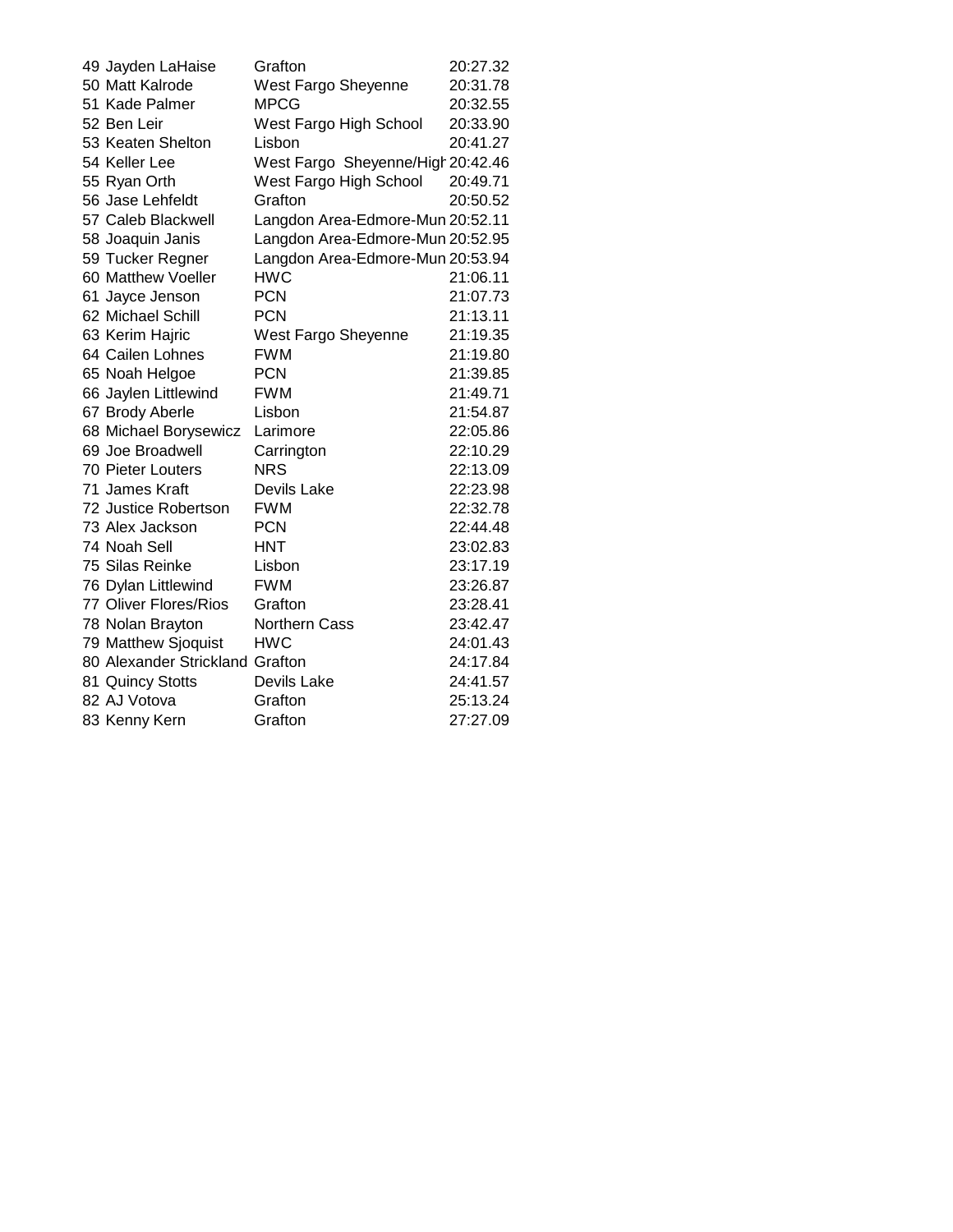| | | | |
|---|---|---|---|
| 49 | Jayden LaHaise | Grafton | 20:27.32 |
| 50 | Matt Kalrode | West Fargo Sheyenne | 20:31.78 |
| 51 | Kade Palmer | MPCG | 20:32.55 |
| 52 | Ben Leir | West Fargo High School | 20:33.90 |
| 53 | Keaten Shelton | Lisbon | 20:41.27 |
| 54 | Keller Lee | West Fargo Sheyenne/High | 20:42.46 |
| 55 | Ryan Orth | West Fargo High School | 20:49.71 |
| 56 | Jase Lehfeldt | Grafton | 20:50.52 |
| 57 | Caleb Blackwell | Langdon Area-Edmore-Mun | 20:52.11 |
| 58 | Joaquin Janis | Langdon Area-Edmore-Mun | 20:52.95 |
| 59 | Tucker Regner | Langdon Area-Edmore-Mun | 20:53.94 |
| 60 | Matthew Voeller | HWC | 21:06.11 |
| 61 | Jayce Jenson | PCN | 21:07.73 |
| 62 | Michael Schill | PCN | 21:13.11 |
| 63 | Kerim Hajric | West Fargo Sheyenne | 21:19.35 |
| 64 | Cailen Lohnes | FWM | 21:19.80 |
| 65 | Noah Helgoe | PCN | 21:39.85 |
| 66 | Jaylen Littlewind | FWM | 21:49.71 |
| 67 | Brody Aberle | Lisbon | 21:54.87 |
| 68 | Michael Borysewicz | Larimore | 22:05.86 |
| 69 | Joe Broadwell | Carrington | 22:10.29 |
| 70 | Pieter Louters | NRS | 22:13.09 |
| 71 | James Kraft | Devils Lake | 22:23.98 |
| 72 | Justice Robertson | FWM | 22:32.78 |
| 73 | Alex Jackson | PCN | 22:44.48 |
| 74 | Noah Sell | HNT | 23:02.83 |
| 75 | Silas Reinke | Lisbon | 23:17.19 |
| 76 | Dylan Littlewind | FWM | 23:26.87 |
| 77 | Oliver Flores/Rios | Grafton | 23:28.41 |
| 78 | Nolan Brayton | Northern Cass | 23:42.47 |
| 79 | Matthew Sjoquist | HWC | 24:01.43 |
| 80 | Alexander Strickland | Grafton | 24:17.84 |
| 81 | Quincy Stotts | Devils Lake | 24:41.57 |
| 82 | AJ Votova | Grafton | 25:13.24 |
| 83 | Kenny Kern | Grafton | 27:27.09 |